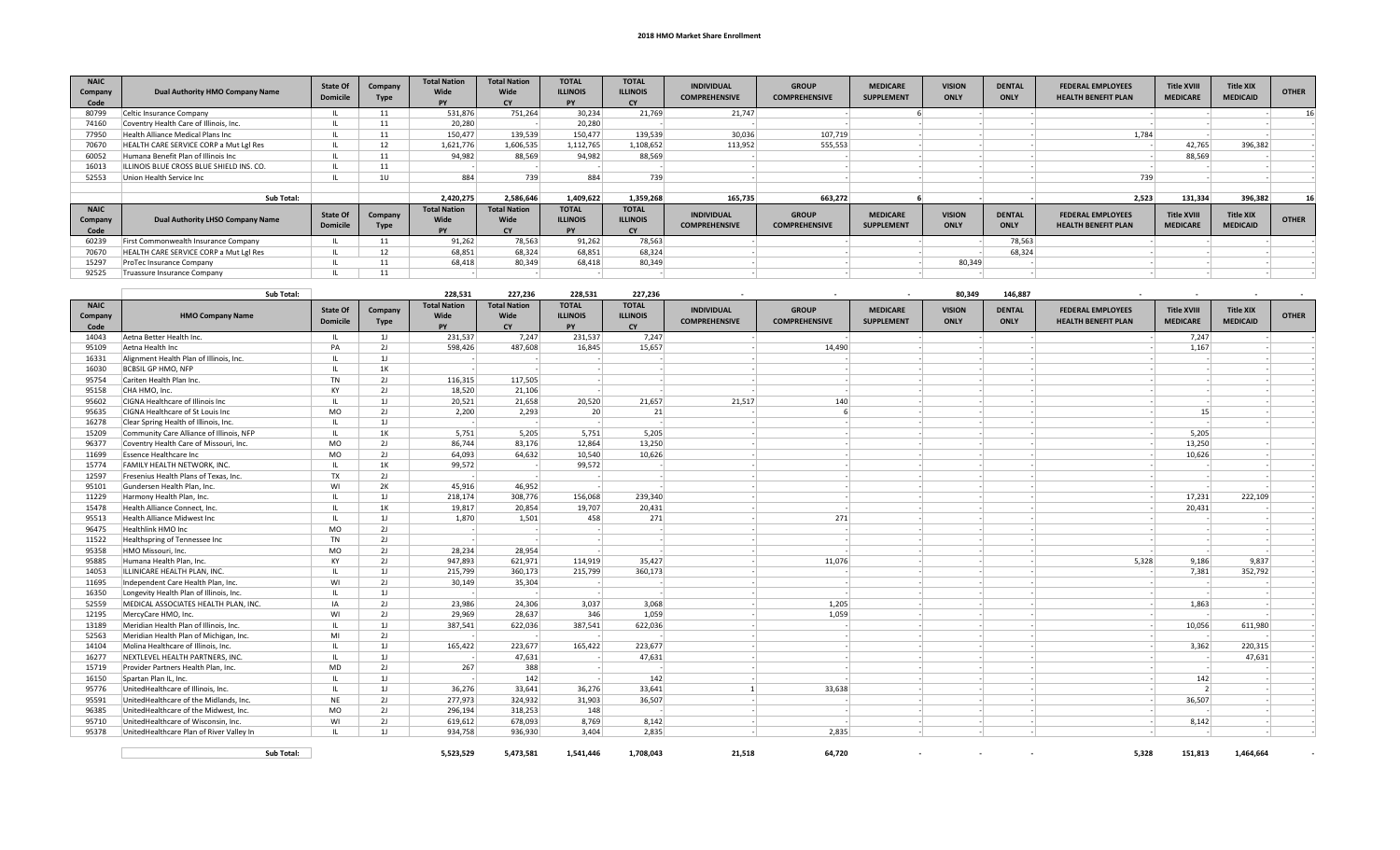# 2018 HMO Market Share Enrollment

| NAIC Company Code | Dual Authority HMO Company Name | State Of Domicile | Company Type | Total Nation Wide PY | Total Nation Wide CY | TOTAL ILLINOIS PY | TOTAL ILLINOIS CY | INDIVIDUAL COMPREHENSIVE | GROUP COMPREHENSIVE | MEDICARE SUPPLEMENT | VISION ONLY | DENTAL ONLY | FEDERAL EMPLOYEES HEALTH BENEFIT PLAN | Title XVIII MEDICARE | Title XIX MEDICAID | OTHER |
|---|---|---|---|---|---|---|---|---|---|---|---|---|---|---|---|---|
| 80799 | Celtic Insurance Company | IL | 11 | 531,876 | 751,264 | 30,234 | 21,769 | 21,747 | - | 6 | - | - | - | - | - | 16 |
| 74160 | Coventry Health Care of Illinois, Inc. | IL | 11 | 20,280 | - | 20,280 | - | - | - | - | - | - | - | - | - | - |
| 77950 | Health Alliance Medical Plans Inc | IL | 11 | 150,477 | 139,539 | 150,477 | 139,539 | 30,036 | 107,719 | - | - | - | 1,784 | - | - | - |
| 70670 | HEALTH CARE SERVICE CORP a Mut Lgl Res | IL | 12 | 1,621,776 | 1,606,535 | 1,112,765 | 1,108,652 | 113,952 | 555,553 | - | - | - | - | 42,765 | 396,382 | - |
| 60052 | Humana Benefit Plan of Illinois Inc | IL | 11 | 94,982 | 88,569 | 94,982 | 88,569 | - | - | - | - | - | - | 88,569 | - | - |
| 16013 | ILLINOIS BLUE CROSS BLUE SHIELD INS. CO. | IL | 11 | - | - | - | - | - | - | - | - | - | - | - | - | - |
| 52553 | Union Health Service Inc | IL | 1U | 884 | 739 | 884 | 739 | - | - | - | - | - | 739 | - | - | - |
| | **Sub Total:** | | | **2,420,275** | **2,586,646** | **1,409,622** | **1,359,268** | **165,735** | **663,272** | **6** | **-** | **-** | **2,523** | **131,334** | **396,382** | **16** |

| NAIC Company Code | Dual Authority LHSO Company Name | State Of Domicile | Company Type | Total Nation Wide PY | Total Nation Wide CY | TOTAL ILLINOIS PY | TOTAL ILLINOIS CY | INDIVIDUAL COMPREHENSIVE | GROUP COMPREHENSIVE | MEDICARE SUPPLEMENT | VISION ONLY | DENTAL ONLY | FEDERAL EMPLOYEES HEALTH BENEFIT PLAN | Title XVIII MEDICARE | Title XIX MEDICAID | OTHER |
|---|---|---|---|---|---|---|---|---|---|---|---|---|---|---|---|---|
| 60239 | First Commonwealth Insurance Company | IL | 11 | 91,262 | 78,563 | 91,262 | 78,563 | - | - | - | - | 78,563 | - | - | - | - |
| 70670 | HEALTH CARE SERVICE CORP a Mut Lgl Res | IL | 12 | 68,851 | 68,324 | 68,851 | 68,324 | - | - | - | - | 68,324 | - | - | - | - |
| 15297 | ProTec Insurance Company | IL | 11 | 68,418 | 80,349 | 68,418 | 80,349 | - | - | - | 80,349 | - | - | - | - | - |
| 92525 | Truassure Insurance Company | IL | 11 | - | - | - | - | - | - | - | - | - | - | - | - | - |
| | **Sub Total:** | | | **228,531** | **227,236** | **228,531** | **227,236** | **-** | **-** | **-** | **80,349** | **146,887** | **-** | **-** | **-** | **-** |

| NAIC Company Code | HMO Company Name | State Of Domicile | Company Type | Total Nation Wide PY | Total Nation Wide CY | TOTAL ILLINOIS PY | TOTAL ILLINOIS CY | INDIVIDUAL COMPREHENSIVE | GROUP COMPREHENSIVE | MEDICARE SUPPLEMENT | VISION ONLY | DENTAL ONLY | FEDERAL EMPLOYEES HEALTH BENEFIT PLAN | Title XVIII MEDICARE | Title XIX MEDICAID | OTHER |
|---|---|---|---|---|---|---|---|---|---|---|---|---|---|---|---|---|
| 14043 | Aetna Better Health Inc. | IL | 1J | 231,537 | 7,247 | 231,537 | 7,247 | - | - | - | - | - | - | 7,247 | - | - |
| 95109 | Aetna Health Inc | PA | 2J | 598,426 | 487,608 | 16,845 | 15,657 | - | 14,490 | - | - | - | - | 1,167 | - | - |
| 16331 | Alignment Health Plan of Illinois, Inc. | IL | 1J | - | - | - | - | - | - | - | - | - | - | - | - | - |
| 16030 | BCBSIL GP HMO, NFP | IL | 1K | - | - | - | - | - | - | - | - | - | - | - | - | - |
| 95754 | Cariten Health Plan Inc. | TN | 2J | 116,315 | 117,505 | - | - | - | - | - | - | - | - | - | - | - |
| 95158 | CHA HMO, Inc. | KY | 2J | 18,520 | 21,106 | - | - | - | - | - | - | - | - | - | - | - |
| 95602 | CIGNA Healthcare of Illinois Inc | IL | 1J | 20,521 | 21,658 | 20,520 | 21,657 | 21,517 | 140 | - | - | - | - | - | - | - |
| 95635 | CIGNA Healthcare of St Louis Inc | MO | 2J | 2,200 | 2,293 | 20 | 21 | - | 6 | - | - | - | - | 15 | - | - |
| 16278 | Clear Spring Health of Illinois, Inc. | IL | 1J | - | - | - | - | - | - | - | - | - | - | - | - | - |
| 15209 | Community Care Alliance of Illinois, NFP | IL | 1K | 5,751 | 5,205 | 5,751 | 5,205 | - | - | - | - | - | - | 5,205 | - | - |
| 96377 | Coventry Health Care of Missouri, Inc. | MO | 2J | 86,744 | 83,176 | 12,864 | 13,250 | - | - | - | - | - | - | 13,250 | - | - |
| 11699 | Essence Healthcare Inc | MO | 2J | 64,093 | 64,632 | 10,540 | 10,626 | - | - | - | - | - | - | 10,626 | - | - |
| 15774 | FAMILY HEALTH NETWORK, INC. | IL | 1K | 99,572 | - | 99,572 | - | - | - | - | - | - | - | - | - | - |
| 12597 | Fresenius Health Plans of Texas, Inc. | TX | 2J | - | - | - | - | - | - | - | - | - | - | - | - | - |
| 95101 | Gundersen Health Plan, Inc. | WI | 2K | 45,916 | 46,952 | - | - | - | - | - | - | - | - | - | - | - |
| 11229 | Harmony Health Plan, Inc. | IL | 1J | 218,174 | 308,776 | 156,068 | 239,340 | - | - | - | - | - | - | 17,231 | 222,109 | - |
| 15478 | Health Alliance Connect, Inc. | IL | 1K | 19,817 | 20,854 | 19,707 | 20,431 | - | - | - | - | - | - | 20,431 | - | - |
| 95513 | Health Alliance Midwest Inc | IL | 1J | 1,870 | 1,501 | 458 | 271 | - | 271 | - | - | - | - | - | - | - |
| 96475 | Healthlink HMO Inc | MO | 2J | - | - | - | - | - | - | - | - | - | - | - | - | - |
| 11522 | Healthspring of Tennessee Inc | TN | 2J | - | - | - | - | - | - | - | - | - | - | - | - | - |
| 95358 | HMO Missouri, Inc. | MO | 2J | 28,234 | 28,954 | - | - | - | - | - | - | - | - | - | - | - |
| 95885 | Humana Health Plan, Inc. | KY | 2J | 947,893 | 621,971 | 114,919 | 35,427 | - | 11,076 | - | - | - | 5,328 | 9,186 | 9,837 | - |
| 14053 | ILLINICARE HEALTH PLAN, INC. | IL | 1J | 215,799 | 360,173 | 215,799 | 360,173 | - | - | - | - | - | - | 7,381 | 352,792 | - |
| 11695 | Independent Care Health Plan, Inc. | WI | 2J | 30,149 | 35,304 | - | - | - | - | - | - | - | - | - | - | - |
| 16350 | Longevity Health Plan of Illinois, Inc. | IL | 1J | - | - | - | - | - | - | - | - | - | - | - | - | - |
| 52559 | MEDICAL ASSOCIATES HEALTH PLAN, INC. | IA | 2J | 23,986 | 24,306 | 3,037 | 3,068 | - | 1,205 | - | - | - | - | 1,863 | - | - |
| 12195 | MercyCare HMO, Inc. | WI | 2J | 29,969 | 28,637 | 346 | 1,059 | - | 1,059 | - | - | - | - | - | - | - |
| 13189 | Meridian Health Plan of Illinois, Inc. | IL | 1J | 387,541 | 622,036 | 387,541 | 622,036 | - | - | - | - | - | - | 10,056 | 611,980 | - |
| 52563 | Meridian Health Plan of Michigan, Inc. | MI | 2J | - | - | - | - | - | - | - | - | - | - | - | - | - |
| 14104 | Molina Healthcare of Illinois, Inc. | IL | 1J | 165,422 | 223,677 | 165,422 | 223,677 | - | - | - | - | - | - | 3,362 | 220,315 | - |
| 16277 | NEXTLEVEL HEALTH PARTNERS, INC. | IL | 1J | - | 47,631 | - | 47,631 | - | - | - | - | - | - | - | 47,631 | - |
| 15719 | Provider Partners Health Plan, Inc. | MD | 2J | 267 | 388 | - | - | - | - | - | - | - | - | - | - | - |
| 16150 | Spartan Plan IL, Inc. | IL | 1J | - | 142 | - | 142 | - | - | - | - | - | - | 142 | - | - |
| 95776 | UnitedHealthcare of Illinois, Inc. | IL | 1J | 36,276 | 33,641 | 36,276 | 33,641 | 1 | 33,638 | - | - | - | - | 2 | - | - |
| 95591 | UnitedHealthcare of the Midlands, Inc. | NE | 2J | 277,973 | 324,932 | 31,903 | 36,507 | - | - | - | - | - | - | 36,507 | - | - |
| 96385 | UnitedHealthcare of the Midwest, Inc. | MO | 2J | 296,194 | 318,253 | 148 | - | - | - | - | - | - | - | - | - | - |
| 95710 | UnitedHealthcare of Wisconsin, Inc. | WI | 2J | 619,612 | 678,093 | 8,769 | 8,142 | - | - | - | - | - | - | 8,142 | - | - |
| 95378 | UnitedHealthcare Plan of River Valley In | IL | 1J | 934,758 | 936,930 | 3,404 | 2,835 | - | 2,835 | - | - | - | - | - | - | - |
| | **Sub Total:** | | | **5,523,529** | **5,473,581** | **1,541,446** | **1,708,043** | **21,518** | **64,720** | **-** | **-** | **-** | **5,328** | **151,813** | **1,464,664** | **-** |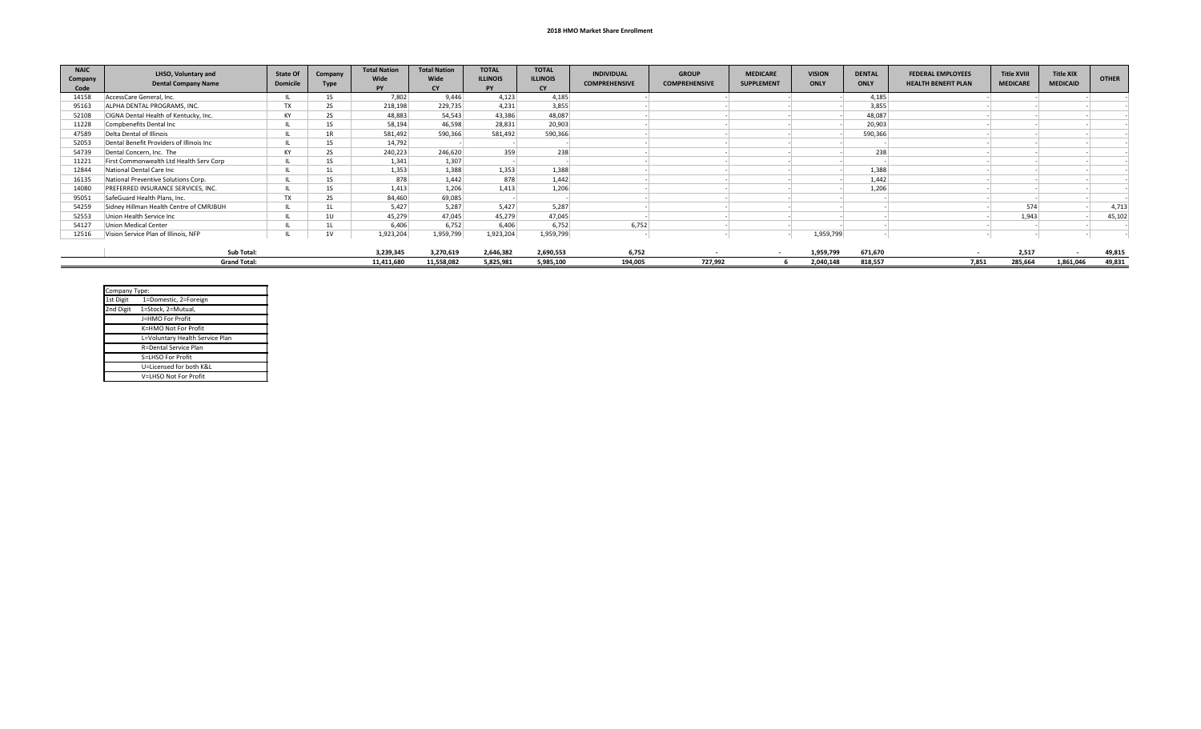# 2018 HMO Market Share Enrollment

| NAIC Company Code | LHSO, Voluntary and Dental Company Name | State Of Domicile | Company Type | Total Nation Wide PY | Total Nation Wide CY | TOTAL ILLINOIS PY | TOTAL ILLINOIS CY | INDIVIDUAL COMPREHENSIVE | GROUP COMPREHENSIVE | MEDICARE SUPPLEMENT | VISION ONLY | DENTAL ONLY | FEDERAL EMPLOYEES HEALTH BENEFIT PLAN | Title XVIII MEDICARE | Title XIX MEDICAID | OTHER |
|---|---|---|---|---|---|---|---|---|---|---|---|---|---|---|---|---|
| 14158 | AccessCare General, Inc. | IL | 1S | 7,802 | 9,446 | 4,123 | 4,185 | - | - | - | - | 4,185 | - | - | - | - |
| 95163 | ALPHA DENTAL PROGRAMS, INC. | TX | 2S | 218,198 | 229,735 | 4,231 | 3,855 | - | - | - | - | 3,855 | - | - | - | - |
| 52108 | CIGNA Dental Health of Kentucky, Inc. | KY | 2S | 48,883 | 54,543 | 43,386 | 48,087 | - | - | - | - | 48,087 | - | - | - | - |
| 11228 | Compbenefits Dental Inc | IL | 1S | 58,194 | 46,598 | 28,831 | 20,903 | - | - | - | - | 20,903 | - | - | - | - |
| 47589 | Delta Dental of Illinois | IL | 1R | 581,492 | 590,366 | 581,492 | 590,366 | - | - | - | - | 590,366 | - | - | - | - |
| 52053 | Dental Benefit Providers of Illinois Inc | IL | 1S | 14,792 | - | - | - | - | - | - | - | - | - | - | - | - |
| 54739 | Dental Concern, Inc. The | KY | 2S | 240,223 | 246,620 | 359 | 238 | - | - | - | - | 238 | - | - | - | - |
| 11221 | First Commonwealth Ltd Health Serv Corp | IL | 1S | 1,341 | 1,307 | - | - | - | - | - | - | - | - | - | - | - |
| 12844 | National Dental Care Inc | IL | 1L | 1,353 | 1,388 | 1,353 | 1,388 | - | - | - | - | 1,388 | - | - | - | - |
| 16135 | National Preventive Solutions Corp. | IL | 1S | 878 | 1,442 | 878 | 1,442 | - | - | - | - | 1,442 | - | - | - | - |
| 14080 | PREFERRED INSURANCE SERVICES, INC. | IL | 1S | 1,413 | 1,206 | 1,413 | 1,206 | - | - | - | - | 1,206 | - | - | - | - |
| 95051 | SafeGuard Health Plans, Inc. | TX | 2S | 84,460 | 69,085 | - | - | - | - | - | - | - | - | - | - | - |
| 54259 | Sidney Hillman Health Centre of CMRJBUH | IL | 1L | 5,427 | 5,287 | 5,427 | 5,287 | - | - | - | - | - | - | 574 | - | 4,713 |
| 52553 | Union Health Service Inc | IL | 1U | 45,279 | 47,045 | 45,279 | 47,045 | - | - | - | - | - | - | 1,943 | - | 45,102 |
| 54127 | Union Medical Center | IL | 1L | 6,406 | 6,752 | 6,406 | 6,752 | 6,752 | - | - | - | - | - | - | - | - |
| 12516 | Vision Service Plan of Illinois, NFP | IL | 1V | 1,923,204 | 1,959,799 | 1,923,204 | 1,959,799 | - | - | - | 1,959,799 | - | - | - | - | - |
| | Sub Total: | | | 3,239,345 | 3,270,619 | 2,646,382 | 2,690,553 | 6,752 | - | - | 1,959,799 | 671,670 | - | 2,517 | - | 49,815 |
| | Grand Total: | | | 11,411,680 | 11,558,082 | 5,825,981 | 5,985,100 | 194,005 | 727,992 | 6 | 2,040,148 | 818,557 | 7,851 | 285,664 | 1,861,046 | 49,831 |

| Company Type: | |
|---|---|
| 1st Digit | 1=Domestic, 2=Foreign |
| 2nd Digit | 1=Stock, 2=Mutual, |
| | J=HMO For Profit |
| | K=HMO Not For Profit |
| | L=Voluntary Health Service Plan |
| | R=Dental Service Plan |
| | S=LHSO For Profit |
| | U=Licensed for both K&L |
| | V=LHSO Not For Profit |